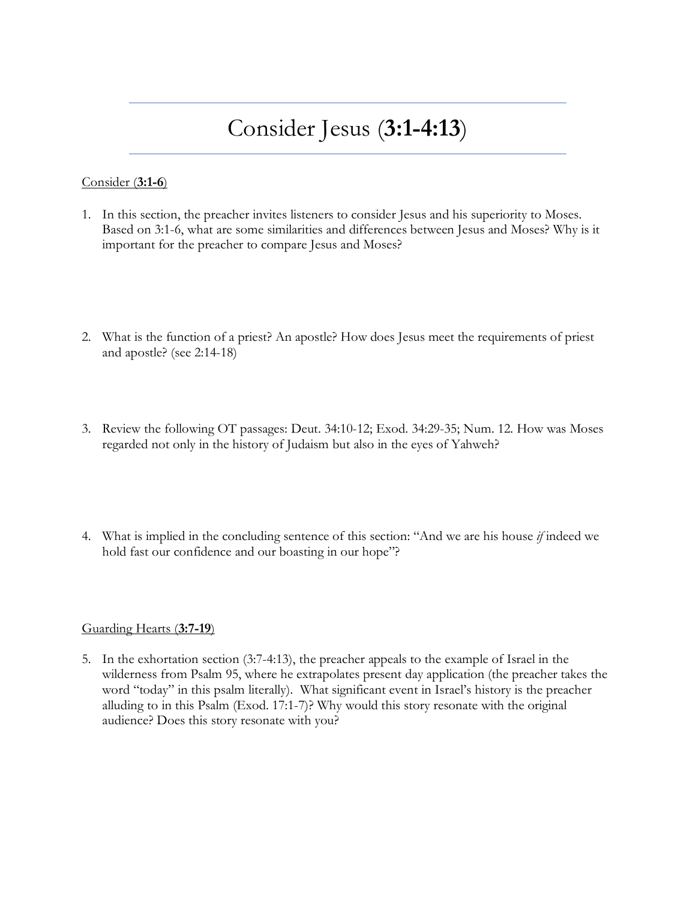# Consider Jesus (**3:1-4:13**)

Consider (**3:1-6**)

1. In this section, the preacher invites listeners to consider Jesus and his superiority to Moses. Based on 3:1-6, what are some similarities and differences between Jesus and Moses? Why is it important for the preacher to compare Jesus and Moses?

2. What is the function of a priest? An apostle? How does Jesus meet the requirements of priest and apostle? (see 2:14-18)

3. Review the following OT passages: Deut. 34:10-12; Exod. 34:29-35; Num. 12. How was Moses regarded not only in the history of Judaism but also in the eyes of Yahweh?

4. What is implied in the concluding sentence of this section: "And we are his house *if* indeed we hold fast our confidence and our boasting in our hope"?

Guarding Hearts (**3:7-19**)

5. In the exhortation section (3:7-4:13), the preacher appeals to the example of Israel in the wilderness from Psalm 95, where he extrapolates present day application (the preacher takes the word "today" in this psalm literally). What significant event in Israel's history is the preacher alluding to in this Psalm (Exod. 17:1-7)? Why would this story resonate with the original audience? Does this story resonate with you?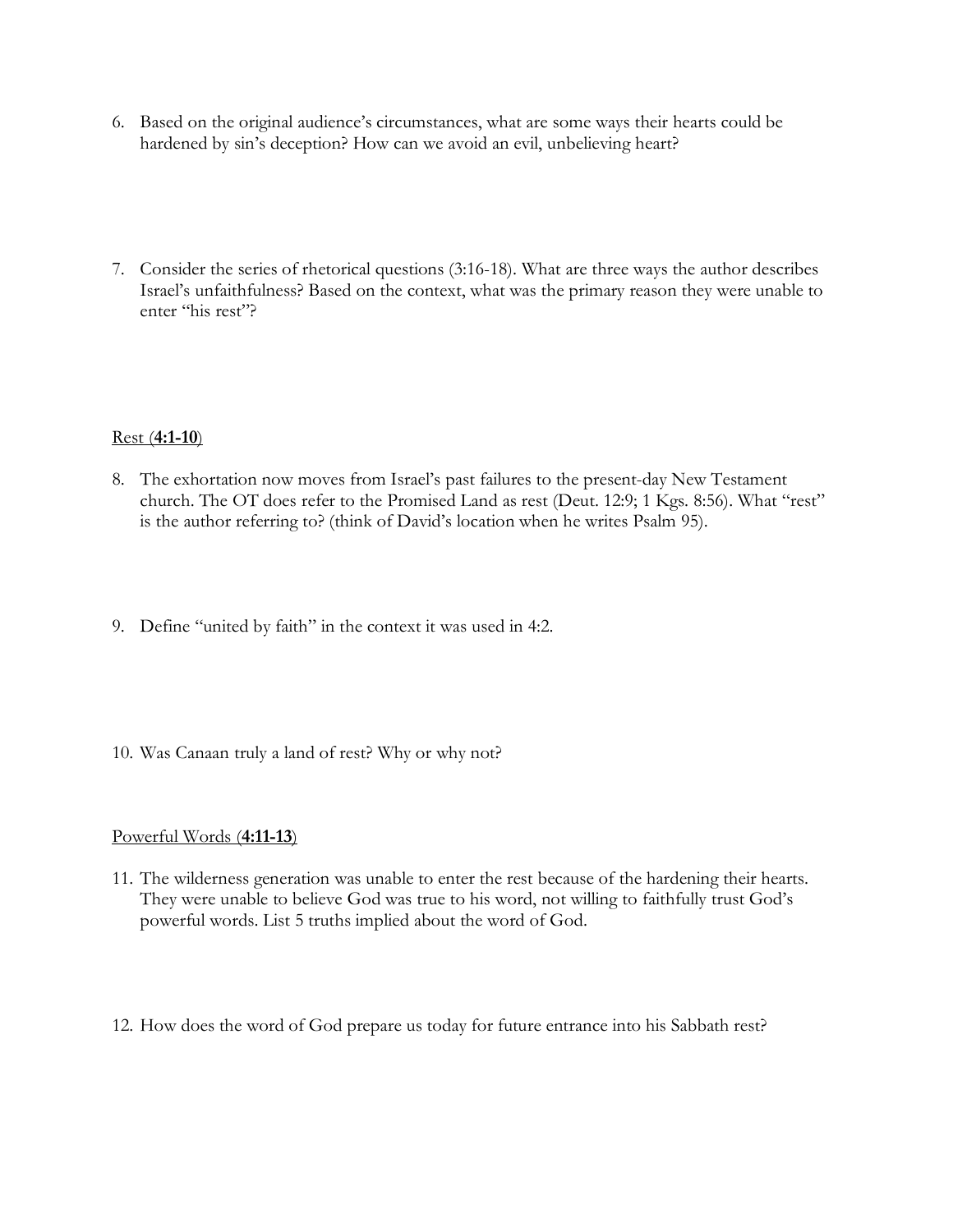6. Based on the original audience's circumstances, what are some ways their hearts could be hardened by sin's deception? How can we avoid an evil, unbelieving heart?

7. Consider the series of rhetorical questions (3:16-18). What are three ways the author describes Israel's unfaithfulness? Based on the context, what was the primary reason they were unable to enter "his rest"?

<u>Rest (**4:1-10**)</u>

8. The exhortation now moves from Israel's past failures to the present-day New Testament church. The OT does refer to the Promised Land as rest (Deut. 12:9; 1 Kgs. 8:56). What "rest" is the author referring to? (think of David's location when he writes Psalm 95).

9. Define "united by faith" in the context it was used in 4:2.

10. Was Canaan truly a land of rest? Why or why not?

<u>Powerful Words (**4:11-13**)</u>

11. The wilderness generation was unable to enter the rest because of the hardening their hearts. They were unable to believe God was true to his word, not willing to faithfully trust God's powerful words. List 5 truths implied about the word of God.

12. How does the word of God prepare us today for future entrance into his Sabbath rest?